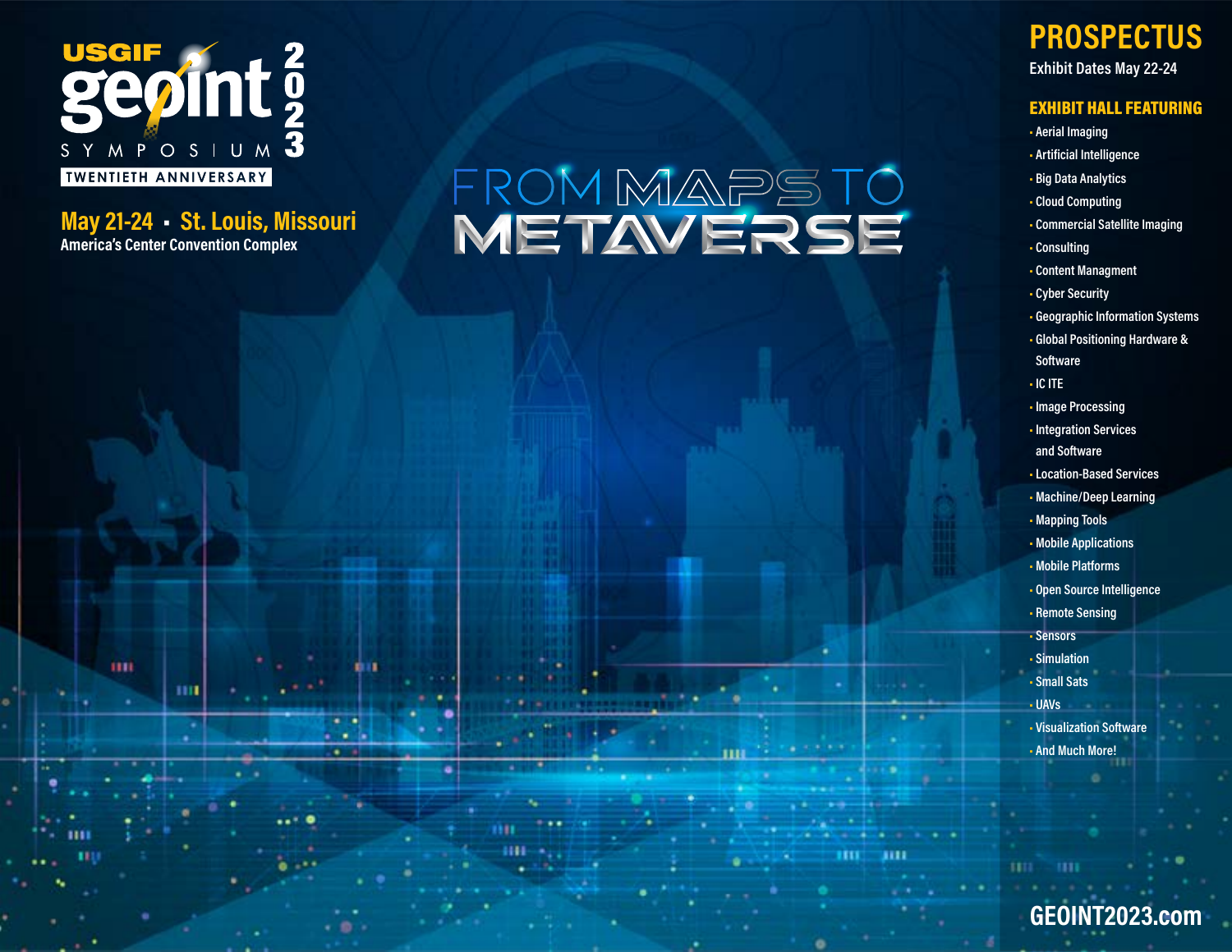# USGIF GEOINT SYMPOSIUM 2023

TWENTIETH ANNIVERSARY

**May 21-24 ▪ St. Louis, Missouri**

America's Center Convention Complex

## FROM MAPS TO METAVERSE

# PROSPECTUS

Exhibit Dates May 22-24

## EXHIBIT HALL FEATURING

- Aerial Imaging
- Artificial Intelligence
- Big Data Analytics
- Cloud Computing
- Commercial Satellite Imaging
- Consulting
- Content Managment
- Cyber Security
- Geographic Information Systems
- Global Positioning Hardware & Software
- IC ITE
- Image Processing
- Integration Services and Software
- Location-Based Services
- Machine/Deep Learning
- Mapping Tools
- Mobile Applications
- Mobile Platforms
- Open Source Intelligence
- Remote Sensing
- Sensors
- Simulation
- Small Sats
- UAVs
- Visualization Software
- And Much More!

**GEOINT2023.com**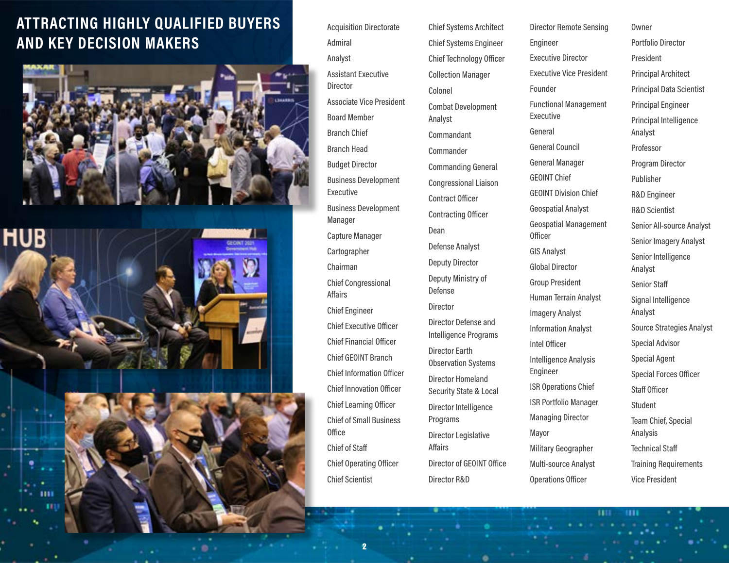# ATTRACTING HIGHLY QUALIFIED BUYERS AND KEY DECISION MAKERS

- Acquisition Directorate
- Admiral
- Analyst
- Assistant Executive Director
- Associate Vice President
- Board Member
- Branch Chief
- Branch Head
- Budget Director
- Business Development Executive
- Business Development Manager
- Capture Manager
- Cartographer
- Chairman
- Chief Congressional Affairs
- Chief Engineer
- Chief Executive Officer
- Chief Financial Officer
- Chief GEOINT Branch
- Chief Information Officer
- Chief Innovation Officer
- Chief Learning Officer
- Chief of Small Business Office
- Chief of Staff
- Chief Operating Officer
- Chief Scientist
- Chief Systems Architect
- Chief Systems Engineer
- Chief Technology Officer
- Collection Manager
- Colonel
- Combat Development Analyst
- Commandant
- Commander
- Commanding General
- Congressional Liaison
- Contract Officer
- Contracting Officer
- Dean
- Defense Analyst
- Deputy Director
- Deputy Ministry of Defense
- Director
- Director Defense and Intelligence Programs
- Director Earth Observation Systems
- Director Homeland Security State & Local
- Director Intelligence Programs
- Director Legislative Affairs
- Director of GEOINT Office
- Director R&D
- Director Remote Sensing
- Engineer
- Executive Director
- Executive Vice President
- Founder
- Functional Management Executive
- General
- General Council
- General Manager
- GEOINT Chief
- GEOINT Division Chief
- Geospatial Analyst
- Geospatial Management Officer
- GIS Analyst
- Global Director
- Group President
- Human Terrain Analyst
- Imagery Analyst
- Information Analyst
- Intel Officer
- Intelligence Analysis Engineer
- ISR Operations Chief
- ISR Portfolio Manager
- Managing Director
- Mayor
- Military Geographer
- Multi-source Analyst
- Operations Officer
- Owner
- Portfolio Director
- President
- Principal Architect
- Principal Data Scientist
- Principal Engineer
- Principal Intelligence Analyst
- Professor
- Program Director
- Publisher
- R&D Engineer
- R&D Scientist
- Senior All-source Analyst
- Senior Imagery Analyst
- Senior Intelligence Analyst
- Senior Staff
- Signal Intelligence Analyst
- Source Strategies Analyst
- Special Advisor
- Special Agent
- Special Forces Officer
- Staff Officer
- Student
- Team Chief, Special Analysis
- Technical Staff
- Training Requirements
- Vice President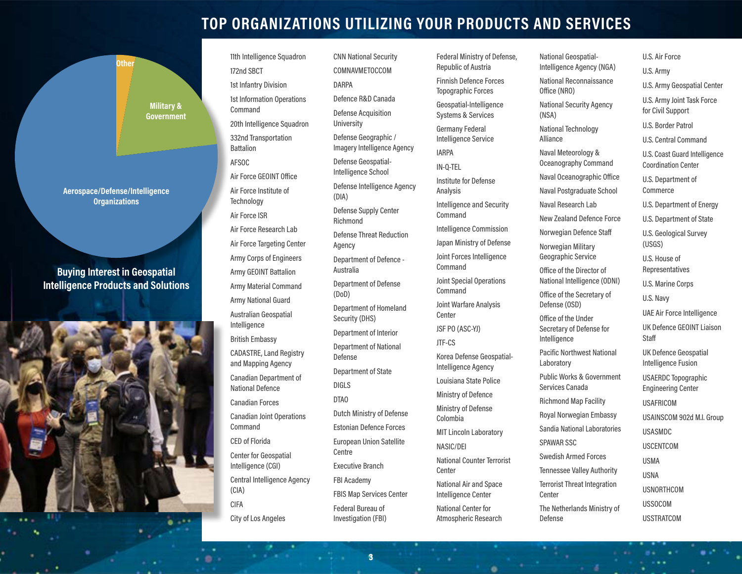# TOP ORGANIZATIONS UTILIZING YOUR PRODUCTS AND SERVICES

Other

Military & Government

Aerospace/Defense/Intelligence Organizations

**Buying Interest in Geospatial Intelligence Products and Solutions**

- 11th Intelligence Squadron
- 172nd SBCT
- 1st Infantry Division
- 1st Information Operations Command
- 20th Intelligence Squadron
- 332nd Transportation Battalion
- AFSOC
- Air Force GEOINT Office
- Air Force Institute of Technology
- Air Force ISR
- Air Force Research Lab
- Air Force Targeting Center
- Army Corps of Engineers
- Army GEOINT Battalion
- Army Material Command
- Army National Guard
- Australian Geospatial Intelligence
- British Embassy
- CADASTRE, Land Registry and Mapping Agency
- Canadian Department of National Defence
- Canadian Forces
- Canadian Joint Operations Command
- CED of Florida
- Center for Geospatial Intelligence (CGI)
- Central Intelligence Agency (CIA)
- CIFA
- City of Los Angeles
- CNN National Security
- COMNAVMETOCCOM
- DARPA
- Defence R&D Canada
- Defense Acquisition University
- Defense Geographic / Imagery Intelligence Agency
- Defense Geospatial-Intelligence School
- Defense Intelligence Agency (DIA)
- Defense Supply Center Richmond
- Defense Threat Reduction Agency
- Department of Defence - Australia
- Department of Defense (DoD)
- Department of Homeland Security (DHS)
- Department of Interior
- Department of National Defense
- Department of State
- DIGLS
- DTAO
- Dutch Ministry of Defense
- Estonian Defence Forces
- European Union Satellite Centre
- Executive Branch
- FBI Academy
- FBIS Map Services Center
- Federal Bureau of Investigation (FBI)
- Federal Ministry of Defense, Republic of Austria
- Finnish Defence Forces Topographic Forces
- Geospatial-Intelligence Systems & Services
- Germany Federal Intelligence Service
- IARPA
- IN-Q-TEL
- Institute for Defense Analysis
- Intelligence and Security Command
- Intelligence Commission
- Japan Ministry of Defense
- Joint Forces Intelligence Command
- Joint Special Operations Command
- Joint Warfare Analysis Center
- JSF PO (ASC-YJ)
- JTF-CS
- Korea Defense Geospatial-Intelligence Agency
- Louisiana State Police
- Ministry of Defence
- Ministry of Defense Colombia
- MIT Lincoln Laboratory
- NASIC/DEI
- National Counter Terrorist Center
- National Air and Space Intelligence Center
- National Center for Atmospheric Research
- National Geospatial-Intelligence Agency (NGA)
- National Reconnaissance Office (NRO)
- National Security Agency (NSA)
- National Technology Alliance
- Naval Meteorology & Oceanography Command
- Naval Oceanographic Office
- Naval Postgraduate School
- Naval Research Lab
- New Zealand Defence Force
- Norwegian Defence Staff
- Norwegian Military Geographic Service
- Office of the Director of National Intelligence (ODNI)
- Office of the Secretary of Defense (OSD)
- Office of the Under Secretary of Defense for Intelligence
- Pacific Northwest National Laboratory
- Public Works & Government Services Canada
- Richmond Map Facility
- Royal Norwegian Embassy
- Sandia National Laboratories
- SPAWAR SSC
- Swedish Armed Forces
- Tennessee Valley Authority
- Terrorist Threat Integration Center
- The Netherlands Ministry of Defense
- U.S. Air Force
- U.S. Army
- U.S. Army Geospatial Center
- U.S. Army Joint Task Force for Civil Support
- U.S. Border Patrol
- U.S. Central Command
- U.S. Coast Guard Intelligence Coordination Center
- U.S. Department of Commerce
- U.S. Department of Energy
- U.S. Department of State
- U.S. Geological Survey (USGS)
- U.S. House of Representatives
- U.S. Marine Corps
- U.S. Navy
- UAE Air Force Intelligence
- UK Defence GEOINT Liaison Staff
- UK Defence Geospatial Intelligence Fusion
- USAERDC Topographic Engineering Center
- USAFRICOM
- USAINSCOM 902d M.I. Group
- USASMDC
- USCENTCOM
- USMA
- USNA
- USNORTHCOM
- USSOCOM
- USSTRATCOM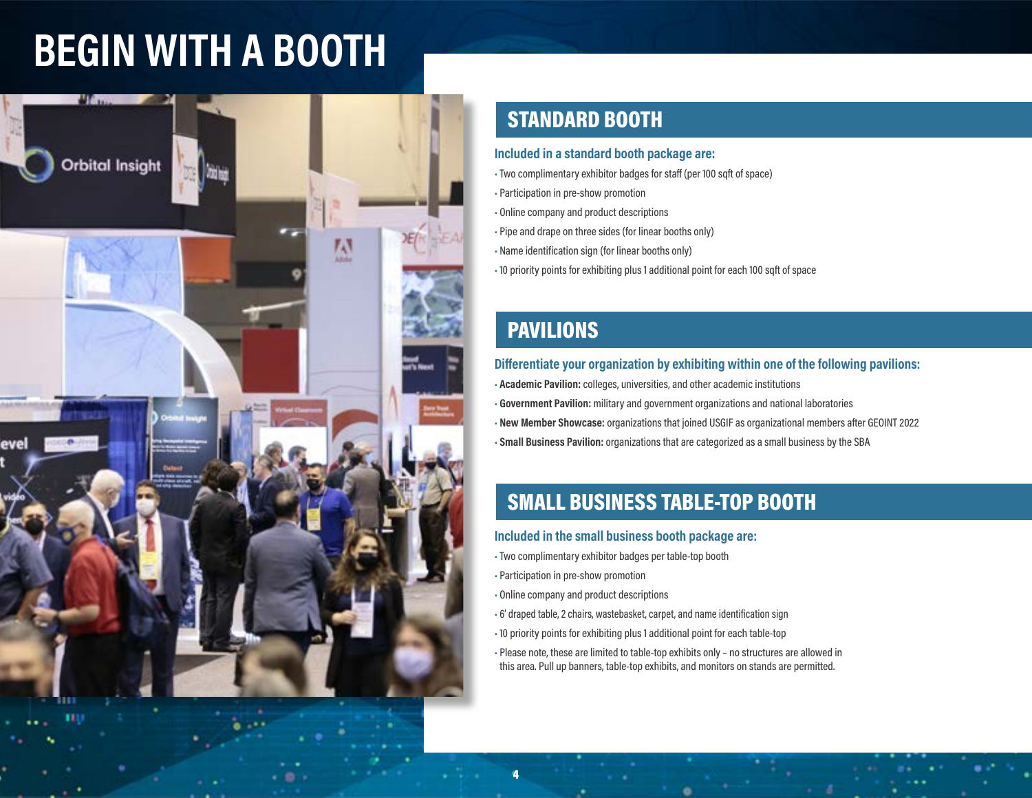# BEGIN WITH A BOOTH

## STANDARD BOOTH

### Included in a standard booth package are:

- Two complimentary exhibitor badges for staff (per 100 sqft of space)
- Participation in pre-show promotion
- Online company and product descriptions
- Pipe and drape on three sides (for linear booths only)
- Name identification sign (for linear booths only)
- 10 priority points for exhibiting plus 1 additional point for each 100 sqft of space

## PAVILIONS

### Differentiate your organization by exhibiting within one of the following pavilions:

- **Academic Pavilion:** colleges, universities, and other academic institutions
- **Government Pavilion:** military and government organizations and national laboratories
- **New Member Showcase:** organizations that joined USGIF as organizational members after GEOINT 2022
- **Small Business Pavilion:** organizations that are categorized as a small business by the SBA

## SMALL BUSINESS TABLE-TOP BOOTH

### Included in the small business booth package are:

- Two complimentary exhibitor badges per table-top booth
- Participation in pre-show promotion
- Online company and product descriptions
- 6' draped table, 2 chairs, wastebasket, carpet, and name identification sign
- 10 priority points for exhibiting plus 1 additional point for each table-top
- Please note, these are limited to table-top exhibits only – no structures are allowed in this area. Pull up banners, table-top exhibits, and monitors on stands are permitted.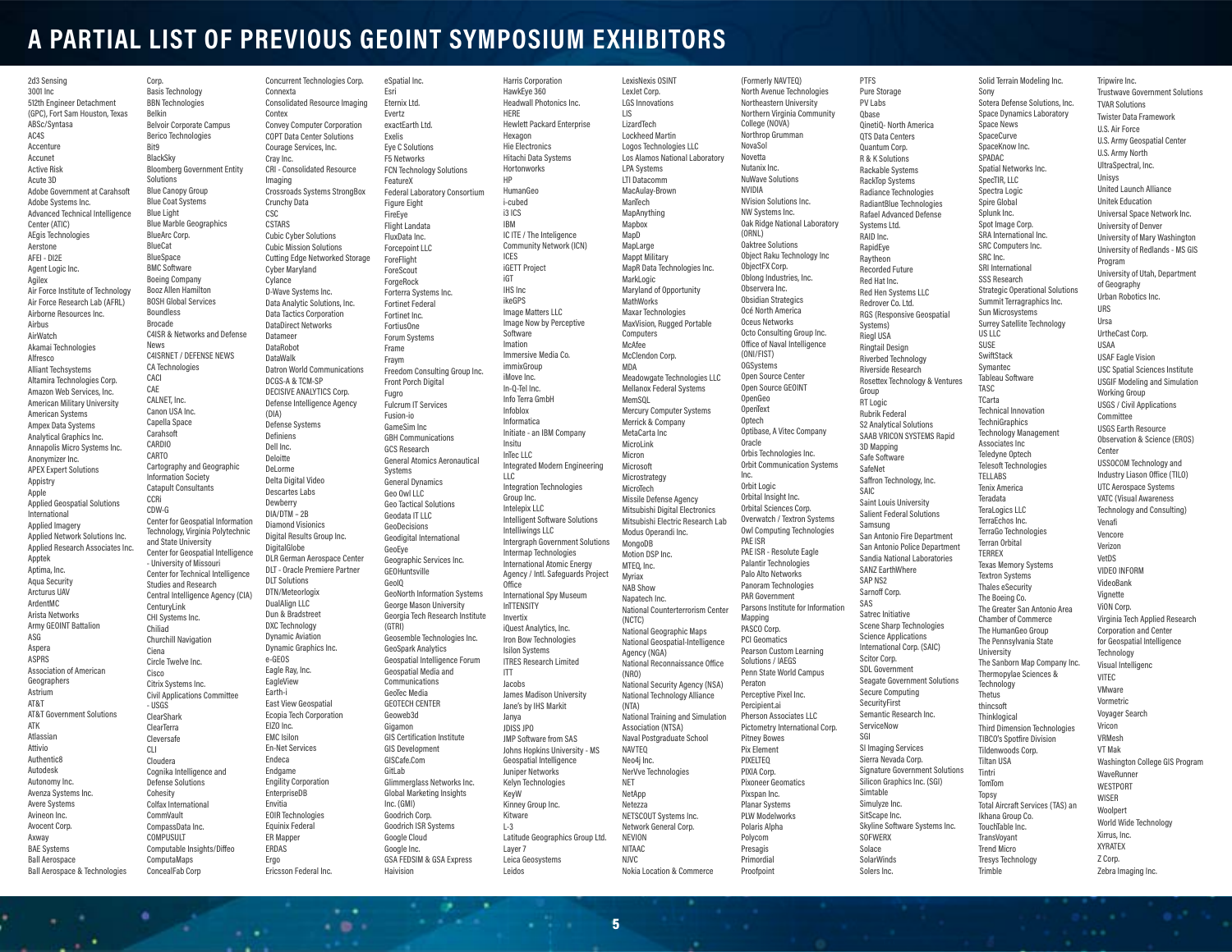# A PARTIAL LIST OF PREVIOUS GEOINT SYMPOSIUM EXHIBITORS

2d3 Sensing
3001 Inc
512th Engineer Detachment (GPC), Fort Sam Houston, Texas
ABSc/Syntasa
AC4S
Accenture
Accunet
Active Risk
Acute 3D
Adobe Government at Carahsoft
Adobe Systems Inc.
Advanced Technical Intelligence Center (ATIC)
AEgis Technologies
Aerstone
AFEI - DI2E
Agent Logic Inc.
Agilex
Air Force Institute of Technology
Air Force Research Lab (AFRL)
Airborne Resources Inc.
Airbus
AirWatch
Akamai Technologies
Alfresco
Alliant Techsystems
Altamira Technologies Corp.
Amazon Web Services, Inc.
American Military University
American Systems
Ampex Data Systems
Analytical Graphics Inc.
Annapolis Micro Systems Inc.
Anonymizer Inc.
APEX Expert Solutions
Appistry
Apple
Applied Geospatial Solutions International
Applied Imagery
Applied Network Solutions Inc.
Applied Research Associates Inc.
Apptek
Aptima, Inc.
Aqua Security
Arcturus UAV
ArdentMC
Arista Networks
Army GEOINT Battalion
ASG
Aspera
ASPRS
Association of American Geographers
Astrium
AT&T
AT&T Government Solutions
ATK
Atlassian
Attivio
Authentic8
Autodesk
Autonomy Inc.
Avenza Systems Inc.
Avere Systems
Avineon Inc.
Avocent Corp.
Axway
BAE Systems
Ball Aerospace
Ball Aerospace & Technologies Corp.
Basis Technology
BBN Technologies
Belkin
Belvoir Corporate Campus
Berico Technologies
Bit9
BlackSky
Bloomberg Government Entity Solutions
Blue Canopy Group
Blue Coat Systems
Blue Light
Blue Marble Geographics
BlueArc Corp.
BlueCat
BlueSpace
BMC Software
Boeing Company
Booz Allen Hamilton
BOSH Global Services
Boundless
Brocade
C4ISR & Networks and Defense News
C4ISRNET / DEFENSE NEWS
CA Technologies
CACI
CAE
CALNET, Inc.
Canon USA Inc.
Capella Space
Carahsoft
CARDIO
CARTO
Cartography and Geographic Information Society
Catapult Consultants
CCRi
CDW-G
Center for Geospatial Information Technology, Virginia Polytechnic and State University
Center for Geospatial Intelligence - University of Missouri
Center for Technical Intelligence Studies and Research
Central Intelligence Agency (CIA)
CenturyLink
CHI Systems Inc.
Chiliad
Churchill Navigation
Ciena
Circle Twelve Inc.
Cisco
Citrix Systems Inc.
Civil Applications Committee - USGS
ClearShark
ClearTerra
Cleversafe
CLI
Cloudera
Cognika Intelligence and Defense Solutions
Cohesity
Colfax International
CommVault
CompassData Inc.
COMPUSULT
Computable Insights/Diffeo
ComputaMaps
ConcealFab Corp
Concurrent Technologies Corp.
Connexta
Consolidated Resource Imaging
Contex
Convey Computer Corporation
COPT Data Center Solutions
Courage Services, Inc.
Cray Inc.
CRI - Consolidated Resource Imaging
Crossroads Systems StrongBox
Crunchy Data
CSC
CSTARS
Cubic Cyber Solutions
Cubic Mission Solutions
Cutting Edge Networked Storage
Cyber Maryland
Cylance
D-Wave Systems Inc.
Data Analytic Solutions, Inc.
Data Tactics Corporation
DataDirect Networks
Datameer
DataRobot
DataWalk
Datron World Communications
DCGS-A & TCM-SP
DECISIVE ANALYTICS Corp.
Defense Intelligence Agency (DIA)
Defense Systems
Definiens
Dell Inc.
Deloitte
DeLorme
Delta Digital Video
Descartes Labs
Dewberry
DIA/DTM – 2B
Diamond Visionics
Digital Results Group Inc.
DigitalGlobe
DLR German Aerospace Center
DLT - Oracle Premiere Partner
DLT Solutions
DTN/Meteorlogix
DualAlign LLC
Dun & Bradstreet
DXC Technology
Dynamic Aviation
Dynamic Graphics Inc.
e-GEOS
Eagle Ray, Inc.
EagleView
Earth-i
East View Geospatial
Ecopia Tech Corporation
EIZO Inc.
EMC Isilon
En-Net Services
Endeca
Endgame
Engility Corporation
EnterpriseDB
Envitia
EOIR Technologies
Equinix Federal
ER Mapper
ERDAS
Ergo
Ericsson Federal Inc.
eSpatial Inc.
Esri
Eternix Ltd.
Evertz
exactEarth Ltd.
Exelis
Eye C Solutions
F5 Networks
FCN Technology Solutions
FeatureX
Federal Laboratory Consortium
Figure Eight
FireEye
Flight Landata
FluxData Inc.
Forcepoint LLC
ForeFlight
ForeScout
ForgeRock
Forterra Systems Inc.
Fortinet Federal
Fortinet Inc.
FortiusOne
Forum Systems
Frame
Fraym
Freedom Consulting Group Inc.
Front Porch Digital
Fugro
Fulcrum IT Services
Fusion-io
GameSim Inc
GBH Communications
GCS Research
General Atomics Aeronautical Systems
General Dynamics
Geo Owl LLC
Geo Tactical Solutions
Geodata IT LLC
GeoDecisions
Geodigital International
GeoEye
Geographic Services Inc.
GEOHuntsville
GeoIQ
GeoNorth Information Systems
George Mason University
Georgia Tech Research Institute (GTRI)
Geosemble Technologies Inc.
GeoSpark Analytics
Geospatial Intelligence Forum
Geospatial Media and Communications
GeoTec Media
GEOTECH CENTER
Geoweb3d
Gigamon
GIS Certification Institute
GIS Development
GISCafe.Com
GitLab
Glimmerglass Networks Inc.
Global Marketing Insights Inc. (GMI)
Goodrich Corp.
Goodrich ISR Systems
Google Cloud
Google Inc.
GSA FEDSIM & GSA Express
Haivision
Harris Corporation
HawkEye 360
Headwall Photonics Inc.
HERE
Hewlett Packard Enterprise
Hexagon
Hie Electronics
Hitachi Data Systems
Hortonworks
HP
HumanGeo
i-cubed
i3 ICS
IBM
IC ITE / The Intelligence Community Network (ICN)
ICES
iGETT Project
iGT
IHS Inc
ikeGPS
Image Matters LLC
Image Now by Perceptive Software
Imation
Immersive Media Co.
immixGroup
iMove Inc.
In-Q-Tel Inc.
Info Terra GmbH
Infoblox
Informatica
Initiate - an IBM Company
Insitu
InTec LLC
Integrated Modern Engineering LLC
Integration Technologies Group Inc.
Intelepix LLC
Intelligent Software Solutions
Intelliwings LLC
Intergraph Government Solutions
Intermap Technologies
International Atomic Energy Agency / Intl. Safeguards Project Office
International Spy Museum
InTTENSITY
Invertix
iQuest Analytics, Inc.
Iron Bow Technologies
Isilon Systems
ITRES Research Limited
ITT
Jacobs
James Madison University
Jane's by IHS Markit
Janya
JDISS JPO
JMP Software from SAS
Johns Hopkins University - MS Geospatial Intelligence
Juniper Networks
Kelyn Technologies
KeyW
Kinney Group Inc.
Kitware
L-3
Latitude Geographics Group Ltd.
Layer 7
Leica Geosystems
Leidos
LexisNexis OSINT
LexJet Corp.
LGS Innovations
LIS
LizardTech
Lockheed Martin
Logos Technologies LLC
Los Alamos National Laboratory
LPA Systems
LTI Datacomm
MacAulay-Brown
ManTech
MapAnything
Mapbox
MapD
MapLarge
Mappt Military
MapR Data Technologies Inc.
MarkLogic
Maryland of Opportunity
MathWorks
Maxar Technologies
MaxVision, Rugged Portable Computers
McAfee
McClendon Corp.
MDA
Meadowgate Technologies LLC
Mellanox Federal Systems
MemSQL
Mercury Computer Systems
Merrick & Company
MetaCarta Inc
MicroLink
Micron
Microsoft
Microstrategy
MicroTech
Missile Defense Agency
Mitsubishi Digital Electronics
Mitsubishi Electric Research Lab
Modus Operandi Inc.
MongoDB
Motion DSP Inc.
MTEQ, Inc.
Myriax
NAB Show
Napatech Inc.
National Counterterrorism Center (NCTC)
National Geographic Maps
National Geospatial-Intelligence Agency (NGA)
National Reconnaissance Office (NRO)
National Security Agency (NSA)
National Technology Alliance (NTA)
National Training and Simulation Association (NTSA)
Naval Postgraduate School
NAVTEQ
Neo4j Inc.
NerVve Technologies
NET
NetApp
Netezza
NETSCOUT Systems Inc.
Network General Corp.
NEVION
NITAAC
NJVC
Nokia Location & Commerce (Formerly NAVTEQ)
North Avenue Technologies
Northeastern University
Northern Virginia Community College (NOVA)
Northrop Grumman
NovaSol
Novetta
Nutanix Inc.
NuWave Solutions
NVIDIA
NVision Solutions Inc.
NW Systems Inc.
Oak Ridge National Laboratory (ORNL)
Oaktree Solutions
Object Raku Technology Inc.
ObjectFX Corp.
Oblong Industries, Inc.
Observera Inc.
Obsidian Strategics
Océ North America
Oceus Networks
Octo Consulting Group Inc.
Office of Naval Intelligence (ONI/FIST)
OGSystems
Open Source Center
Open Source GEOINT
OpenGeo
OpenText
Optech
Optibase, A Vitec Company
Oracle
Orbis Technologies Inc.
Orbit Communication Systems Inc.
Orbit Logic
Orbital Insight Inc.
Orbital Sciences Corp.
Overwatch / Textron Systems
Owl Computing Technologies
PAE ISR
PAE ISR - Resolute Eagle
Palantir Technologies
Palo Alto Networks
Panoram Technologies
PAR Government
Parsons Institute for Information Mapping
PASCO Corp.
PCI Geomatics
Pearson Custom Learning Solutions / IAEGS
Penn State World Campus
Peraton
Perceptive Pixel Inc.
Percipient.ai
Pherson Associates LLC
Pictometry International Corp.
Pitney Bowes
Pix Element
PIXELTEQ
PIXIA Corp.
Pixoneer Geomatics
Pixspan Inc.
Planar Systems
PLW Modelworks
Polaris Alpha
Polycom
Presagis
Primordial
Proofpoint
PTFS
Pure Storage
PV Labs
Qbase
QinetiQ- North America
QTS Data Centers
Quantum Corp.
R & K Solutions
Rackable Systems
RackTop Systems
Radiance Technologies
RadiantBlue Technologies
Rafael Advanced Defense Systems Ltd.
RAID Inc.
RapidEye
Raytheon
Recorded Future
Red Hat Inc.
Red Hen Systems LLC
Redrover Co. Ltd.
RGS (Responsive Geospatial Systems)
Riegl USA
Ringtail Design
Riverbed Technology
Riverside Research
Rosettex Technology & Ventures Group
RT Logic
Rubrik Federal
S2 Analytical Solutions
SAAB VRICON SYSTEMS Rapid 3D Mapping
Safe Software
SafeNet
Saffron Technology, Inc.
SAIC
Saint Louis University
Salient Federal Solutions
Samsung
San Antonio Fire Department
San Antonio Police Department
Sandia National Laboratories
SANZ EarthWhere
SAP NS2
Sarnoff Corp.
SAS
Satrec Initiative
Scene Sharp Technologies
Science Applications International Corp. (SAIC)
Scitor Corp.
SDL Government
Seagate Government Solutions
Secure Computing
SecurityFirst
Semantic Research Inc.
ServiceNow
SGI
SI Imaging Services
Sierra Nevada Corp.
Signature Government Solutions
Silicon Graphics Inc. (SGI)
Simtable
Simulyze Inc.
SitScape Inc.
Skyline Software Systems Inc.
SOFWERX
Solace
SolarWinds
Solers Inc.
Solid Terrain Modeling Inc.
Sony
Sotera Defense Solutions, Inc.
Space Dynamics Laboratory
Space News
SpaceCurve
SpaceKnow Inc.
SPADAC
Spatial Networks Inc.
SpecTIR, LLC
Spectra Logic
Spire Global
Splunk Inc.
Spot Image Corp.
SRA International Inc.
SRC Computers Inc.
SRC Inc.
SRI International
SSS Research
Strategic Operational Solutions
Summit Terragraphics Inc.
Sun Microsystems
Surrey Satellite Technology US LLC
SUSE
SwiftStack
Symantec
Tableau Software
TASC
TCarta
Technical Innovation
TechniGraphics
Technology Management Associates Inc
Teledyne Optech
Telesoft Technologies
TELLABS
Tenix America
Teradata
TeraLogics LLC
TerraEchos Inc.
TerraGo Technologies
Terran Orbital
TERREX
Texas Memory Systems
Textron Systems
Thales eSecurity
The Boeing Co.
The Greater San Antonio Area Chamber of Commerce
The HumanGeo Group
The Pennsylvania State University
The Sanborn Map Company Inc.
Thermopylae Sciences & Technology
Thetus
thincsoft
Thinklogical
Third Dimension Technologies
TIBCO's Spotfire Division
Tildenwoods Corp.
Tiltan USA
Tintri
TomTom
Topsy
Total Aircraft Services (TAS) an Ikhana Group Co.
TouchTable Inc.
TransVoyant
Trend Micro
Tresys Technology
Trimble
Tripwire Inc.
Trustwave Government Solutions
TVAR Solutions
Twister Data Framework
U.S. Air Force
U.S. Army Geospatial Center
U.S. Army North
UltraSpectral, Inc.
Unisys
United Launch Alliance
Unitek Education
Universal Space Network Inc.
University of Denver
University of Mary Washington
University of Redlands - MS GIS Program
University of Utah, Department of Geography
Urban Robotics Inc.
URS
Ursa
UrtheCast Corp.
USAA
USAF Eagle Vision
USC Spatial Sciences Institute
USGIF Modeling and Simulation Working Group
USGS / Civil Applications Committee
USGS Earth Resource Observation & Science (EROS) Center
USSOCOM Technology and Industry Liason Office (TILO)
UTC Aerospace Systems
VATC (Visual Awareness Technology and Consulting)
Venafi
Vencore
Verizon
VetDS
VIDEO INFORM
VideoBank
Vignette
ViON Corp.
Virginia Tech Applied Research Corporation and Center for Geospatial Intelligence Technology
Visual Intelligenc
VITEC
VMware
Vormetric
Voyager Search
Vricon
VRMesh
VT Mak
Washington College GIS Program
WaveRunner
WESTPORT
WISER
Woolpert
World Wide Technology
Xirrus, Inc.
XYRATEX
Z Corp.
Zebra Imaging Inc.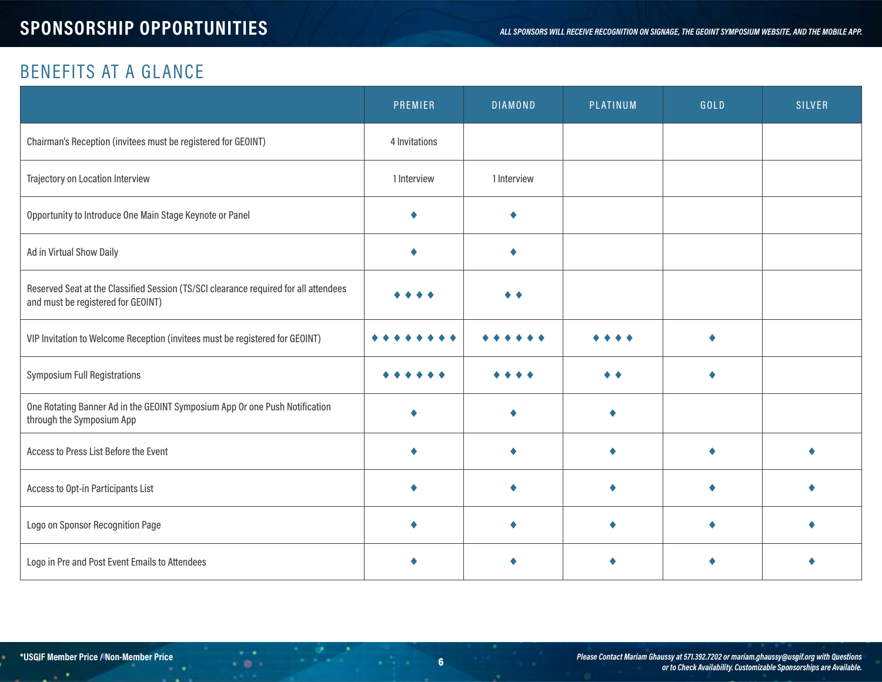# SPONSORSHIP OPPORTUNITIES

*ALL SPONSORS WILL RECEIVE RECOGNITION ON SIGNAGE, THE GEOINT SYMPOSIUM WEBSITE, AND THE MOBILE APP.*

## BENEFITS AT A GLANCE

| | PREMIER | DIAMOND | PLATINUM | GOLD | SILVER |
|---|---|---|---|---|---|
| Chairman's Reception (invitees must be registered for GEOINT) | 4 Invitations | | | | |
| Trajectory on Location Interview | 1 Interview | 1 Interview | | | |
| Opportunity to Introduce One Main Stage Keynote or Panel | ♦ | ♦ | | | |
| Ad in Virtual Show Daily | ♦ | ♦ | | | |
| Reserved Seat at the Classified Session (TS/SCI clearance required for all attendees and must be registered for GEOINT) | ♦ ♦ ♦ ♦ | ♦ ♦ | | | |
| VIP Invitation to Welcome Reception (invitees must be registered for GEOINT) | ♦ ♦ ♦ ♦ ♦ ♦ ♦ ♦ | ♦ ♦ ♦ ♦ ♦ ♦ | ♦ ♦ ♦ ♦ | ♦ | |
| Symposium Full Registrations | ♦ ♦ ♦ ♦ ♦ ♦ | ♦ ♦ ♦ ♦ | ♦ ♦ | ♦ | |
| One Rotating Banner Ad in the GEOINT Symposium App Or one Push Notification through the Symposium App | ♦ | ♦ | ♦ | | |
| Access to Press List Before the Event | ♦ | ♦ | ♦ | ♦ | ♦ |
| Access to Opt-in Participants List | ♦ | ♦ | ♦ | ♦ | ♦ |
| Logo on Sponsor Recognition Page | ♦ | ♦ | ♦ | ♦ | ♦ |
| Logo in Pre and Post Event Emails to Attendees | ♦ | ♦ | ♦ | ♦ | ♦ |

**\*USGIF Member Price / Non-Member Price**

*Please Contact Mariam Ghaussy at 571.392.7202 or mariam.ghaussy@usgif.org with Questions or to Check Availability. Customizable Sponsorships are Available.*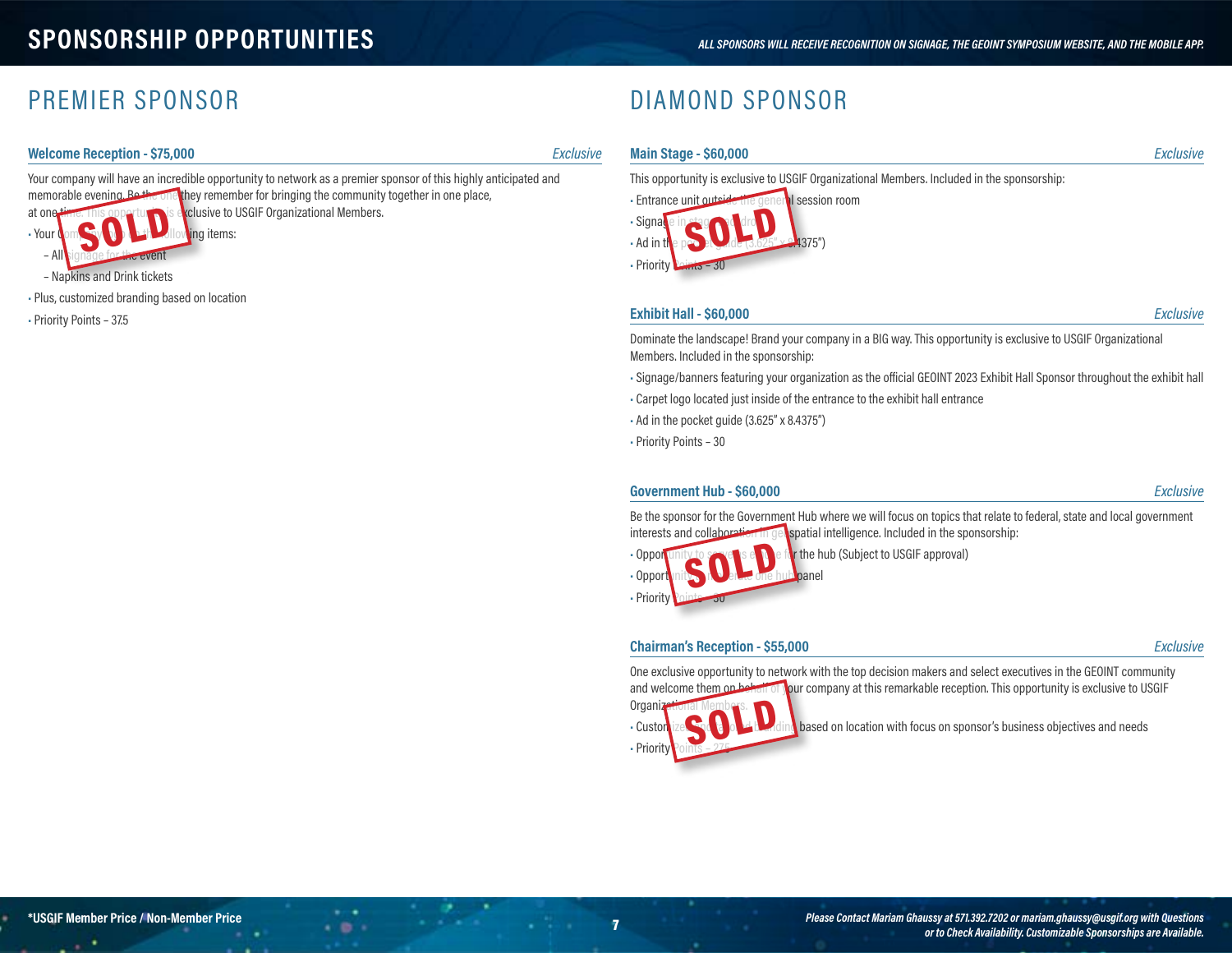# SPONSORSHIP OPPORTUNITIES

*ALL SPONSORS WILL RECEIVE RECOGNITION ON SIGNAGE, THE GEOINT SYMPOSIUM WEBSITE, AND THE MOBILE APP.*

## PREMIER SPONSOR

**Welcome Reception - $75,000** *Exclusive*

SOLD

Your company will have an incredible opportunity to network as a premier sponsor of this highly anticipated and memorable evening. Be the one they remember for bringing the community together in one place, at one time. This opportunity is exclusive to USGIF Organizational Members.

- Your Company logo on the following items:
  - All signage for the event
  - Napkins and Drink tickets
- Plus, customized branding based on location
- Priority Points – 37.5

## DIAMOND SPONSOR

**Main Stage - $60,000** *Exclusive*

SOLD

This opportunity is exclusive to USGIF Organizational Members. Included in the sponsorship:

- Entrance unit outside the general session room
- Signage in stage backdrop
- Ad in the pocket guide (3.625" x 8.4375")
- Priority Points – 30

**Exhibit Hall - $60,000** *Exclusive*

Dominate the landscape! Brand your company in a BIG way. This opportunity is exclusive to USGIF Organizational Members. Included in the sponsorship:

- Signage/banners featuring your organization as the official GEOINT 2023 Exhibit Hall Sponsor throughout the exhibit hall
- Carpet logo located just inside of the entrance to the exhibit hall entrance
- Ad in the pocket guide (3.625" x 8.4375")
- Priority Points – 30

**Government Hub - $60,000** *Exclusive*

SOLD

Be the sponsor for the Government Hub where we will focus on topics that relate to federal, state and local government interests and collaboration in geospatial intelligence. Included in the sponsorship:

- Opportunity to suggest a theme for the hub (Subject to USGIF approval)
- Opportunity to moderate one hub panel
- Priority Points – 30

**Chairman's Reception - $55,000** *Exclusive*

SOLD

One exclusive opportunity to network with the top decision makers and select executives in the GEOINT community and welcome them on behalf of your company at this remarkable reception. This opportunity is exclusive to USGIF Organizational Members.

- Customized sponsor branding based on location with focus on sponsor's business objectives and needs
- Priority Points – 27.5

**\*USGIF Member Price / Non-Member Price**

*Please Contact Mariam Ghaussy at 571.392.7202 or mariam.ghaussy@usgif.org with Questions or to Check Availability. Customizable Sponsorships are Available.*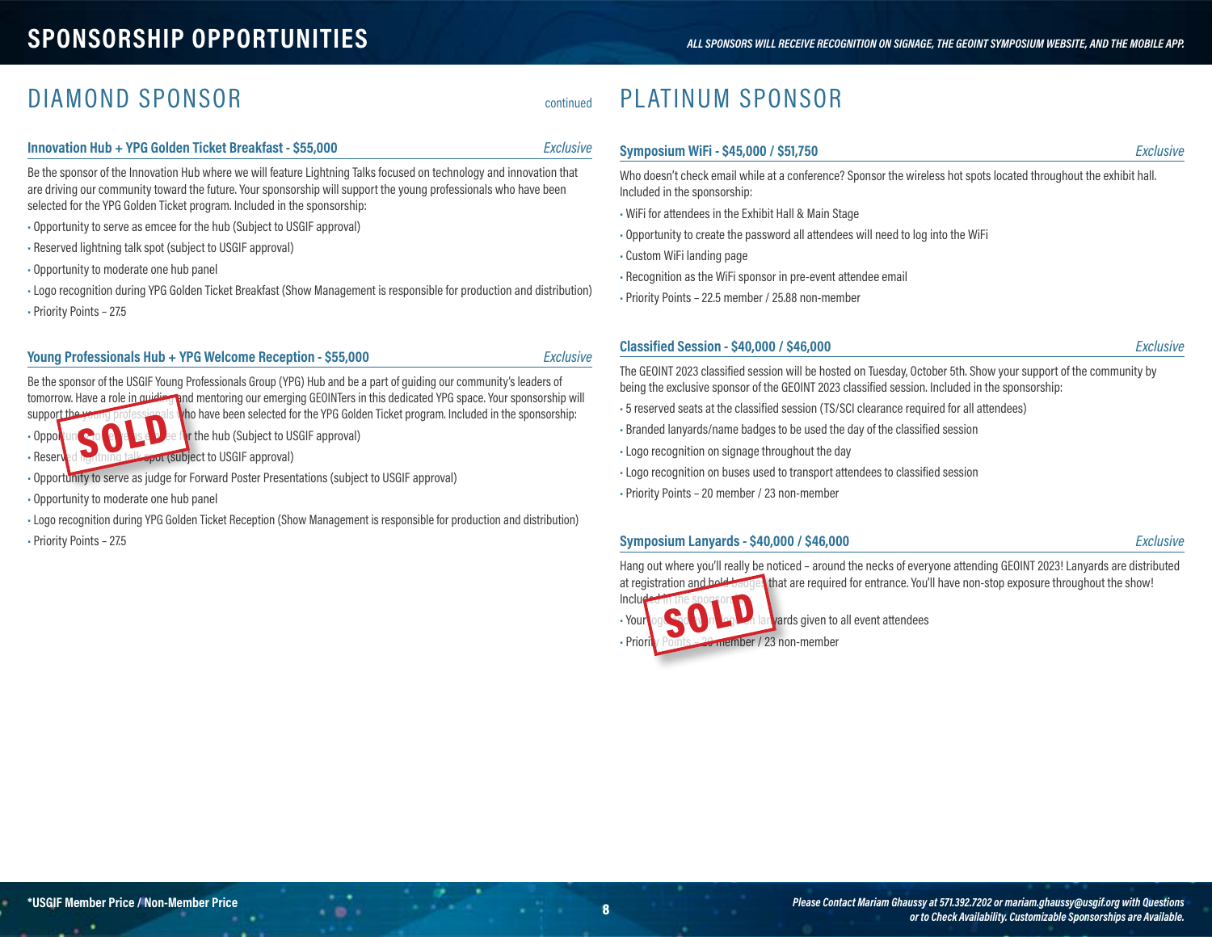# SPONSORSHIP OPPORTUNITIES

*ALL SPONSORS WILL RECEIVE RECOGNITION ON SIGNAGE, THE GEOINT SYMPOSIUM WEBSITE, AND THE MOBILE APP.*

## DIAMOND SPONSOR

continued

### Innovation Hub + YPG Golden Ticket Breakfast - $55,000

*Exclusive*

Be the sponsor of the Innovation Hub where we will feature Lightning Talks focused on technology and innovation that are driving our community toward the future. Your sponsorship will support the young professionals who have been selected for the YPG Golden Ticket program. Included in the sponsorship:

- Opportunity to serve as emcee for the hub (Subject to USGIF approval)
- Reserved lightning talk spot (subject to USGIF approval)
- Opportunity to moderate one hub panel
- Logo recognition during YPG Golden Ticket Breakfast (Show Management is responsible for production and distribution)
- Priority Points – 27.5

### Young Professionals Hub + YPG Welcome Reception - $55,000

*Exclusive*

SOLD

Be the sponsor of the USGIF Young Professionals Group (YPG) Hub and be a part of guiding our community's leaders of tomorrow. Have a role in guiding and mentoring our emerging GEOINTers in this dedicated YPG space. Your sponsorship will support the young professionals who have been selected for the YPG Golden Ticket program. Included in the sponsorship:

- Opportunity to serve as emcee for the hub (Subject to USGIF approval)
- Reserved lightning talk spot (subject to USGIF approval)
- Opportunity to serve as judge for Forward Poster Presentations (subject to USGIF approval)
- Opportunity to moderate one hub panel
- Logo recognition during YPG Golden Ticket Reception (Show Management is responsible for production and distribution)
- Priority Points – 27.5

## PLATINUM SPONSOR

### Symposium WiFi - $45,000 / $51,750

*Exclusive*

Who doesn't check email while at a conference? Sponsor the wireless hot spots located throughout the exhibit hall. Included in the sponsorship:

- WiFi for attendees in the Exhibit Hall & Main Stage
- Opportunity to create the password all attendees will need to log into the WiFi
- Custom WiFi landing page
- Recognition as the WiFi sponsor in pre-event attendee email
- Priority Points – 22.5 member / 25.88 non-member

### Classified Session - $40,000 / $46,000

*Exclusive*

The GEOINT 2023 classified session will be hosted on Tuesday, October 5th. Show your support of the community by being the exclusive sponsor of the GEOINT 2023 classified session. Included in the sponsorship:

- 5 reserved seats at the classified session (TS/SCI clearance required for all attendees)
- Branded lanyards/name badges to be used the day of the classified session
- Logo recognition on signage throughout the day
- Logo recognition on buses used to transport attendees to classified session
- Priority Points – 20 member / 23 non-member

### Symposium Lanyards - $40,000 / $46,000

*Exclusive*

SOLD

Hang out where you'll really be noticed – around the necks of everyone attending GEOINT 2023! Lanyards are distributed at registration and hold badges that are required for entrance. You'll have non-stop exposure throughout the show! Included in the sponsorship:

- Your logo printed on lanyards given to all event attendees
- Priority Points – 20 member / 23 non-member

*USGIF Member Price / Non-Member Price

*Please Contact Mariam Ghaussy at 571.392.7202 or mariam.ghaussy@usgif.org with Questions or to Check Availability. Customizable Sponsorships are Available.*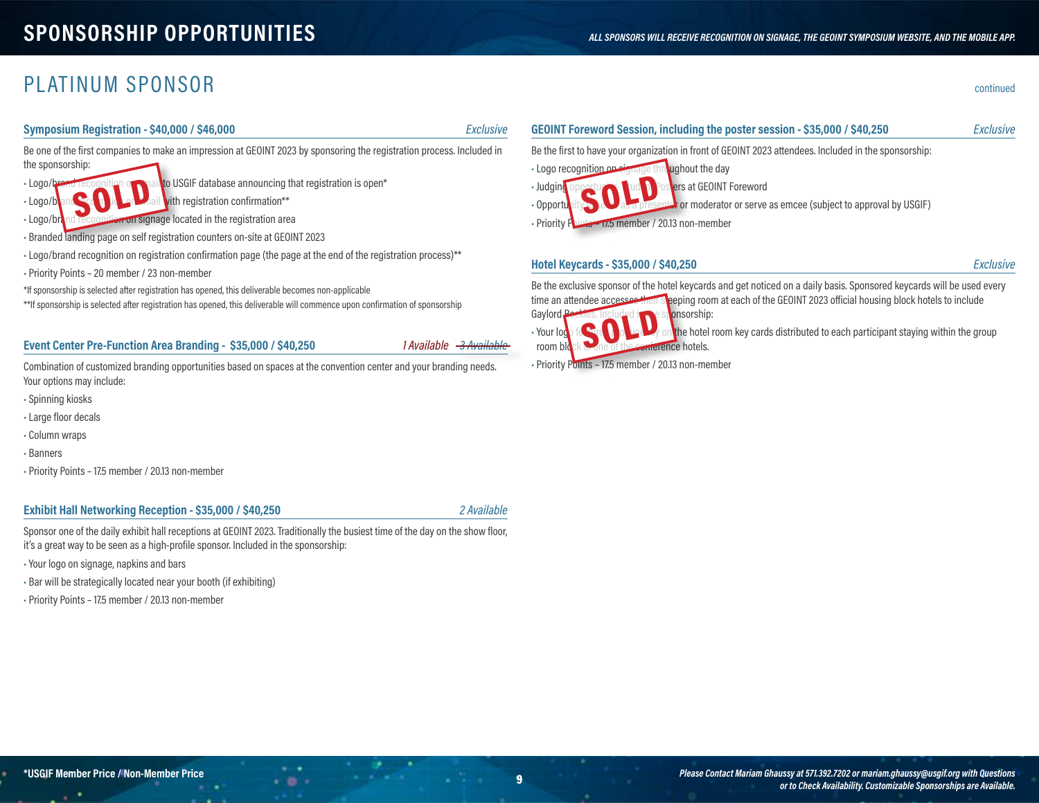# SPONSORSHIP OPPORTUNITIES

*ALL SPONSORS WILL RECEIVE RECOGNITION ON SIGNAGE, THE GEOINT SYMPOSIUM WEBSITE, AND THE MOBILE APP.*

## PLATINUM SPONSOR

continued

### Symposium Registration - $40,000 / $46,000 — *Exclusive*

**SOLD**

Be one of the first companies to make an impression at GEOINT 2023 by sponsoring the registration process. Included in the sponsorship:

- Logo/brand recognition on email to USGIF database announcing that registration is open*
- Logo/brand recognition on email with registration confirmation**
- Logo/brand recognition on signage located in the registration area
- Branded landing page on self registration counters on-site at GEOINT 2023
- Logo/brand recognition on registration confirmation page (the page at the end of the registration process)**
- Priority Points – 20 member / 23 non-member

*If sponsorship is selected after registration has opened, this deliverable becomes non-applicable

**If sponsorship is selected after registration has opened, this deliverable will commence upon confirmation of sponsorship

### Event Center Pre-Function Area Branding - $35,000 / $40,250 — *1 Available* ~~*3 Available*~~

Combination of customized branding opportunities based on spaces at the convention center and your branding needs. Your options may include:

- Spinning kiosks
- Large floor decals
- Column wraps
- Banners
- Priority Points – 17.5 member / 20.13 non-member

### Exhibit Hall Networking Reception - $35,000 / $40,250 — *2 Available*

Sponsor one of the daily exhibit hall receptions at GEOINT 2023. Traditionally the busiest time of the day on the show floor, it's a great way to be seen as a high-profile sponsor. Included in the sponsorship:

- Your logo on signage, napkins and bars
- Bar will be strategically located near your booth (if exhibiting)
- Priority Points – 17.5 member / 20.13 non-member

### GEOINT Foreword Session, including the poster session - $35,000 / $40,250 — *Exclusive*

**SOLD**

Be the first to have your organization in front of GEOINT 2023 attendees. Included in the sponsorship:

- Logo recognition on signage throughout the day
- Judging opportunity for Student Posters at GEOINT Foreword
- Opportunity to serve as a presenter or moderator or serve as emcee (subject to approval by USGIF)
- Priority Points – 17.5 member / 20.13 non-member

### Hotel Keycards - $35,000 / $40,250 — *Exclusive*

**SOLD**

Be the exclusive sponsor of the hotel keycards and get noticed on a daily basis. Sponsored keycards will be used every time an attendee accesses their sleeping room at each of the GEOINT 2023 official housing block hotels to include Gaylord Rockies. Included in the sponsorship:

- Your logo featured prominently on the hotel room key cards distributed to each participant staying within the group room block at one of the conference hotels.
- Priority Points – 17.5 member / 20.13 non-member

**\*USGIF Member Price / Non-Member Price**

*Please Contact Mariam Ghaussy at 571.392.7202 or mariam.ghaussy@usgif.org with Questions or to Check Availability. Customizable Sponsorships are Available.*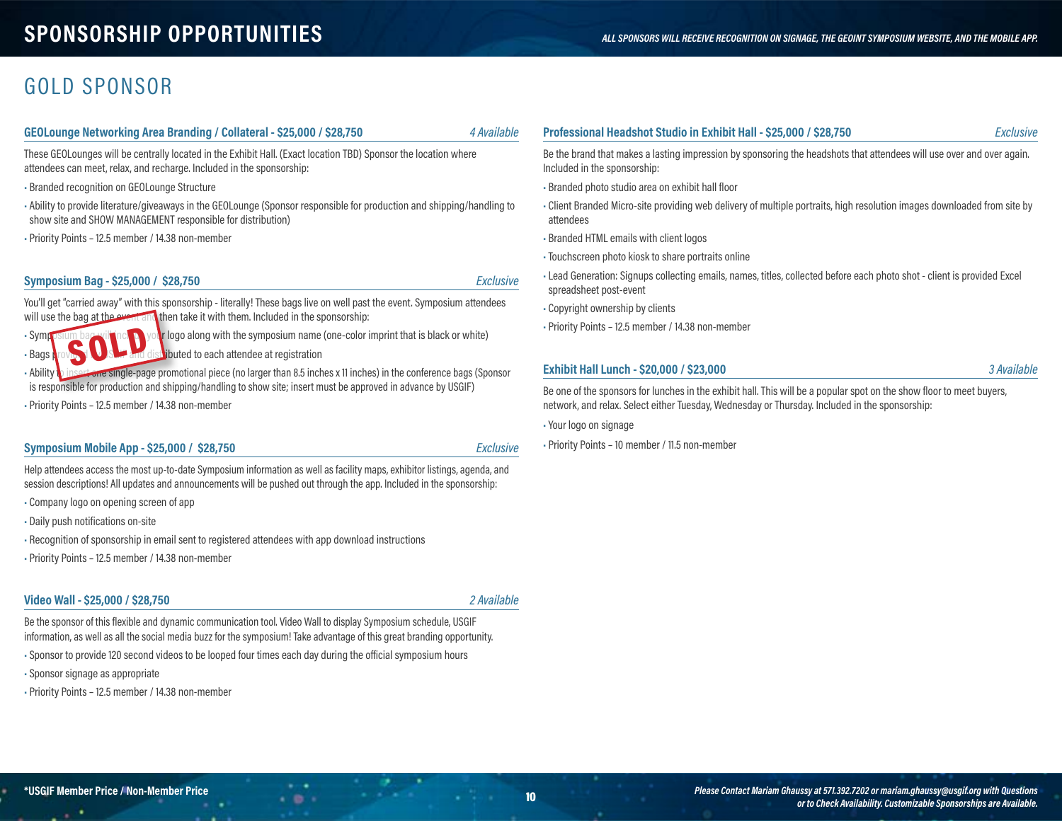# SPONSORSHIP OPPORTUNITIES

*ALL SPONSORS WILL RECEIVE RECOGNITION ON SIGNAGE, THE GEOINT SYMPOSIUM WEBSITE, AND THE MOBILE APP.*

## GOLD SPONSOR

### GEOLounge Networking Area Branding / Collateral - $25,000 / $28,750 — *4 Available*

These GEOLounges will be centrally located in the Exhibit Hall. (Exact location TBD) Sponsor the location where attendees can meet, relax, and recharge. Included in the sponsorship:

- Branded recognition on GEOLounge Structure
- Ability to provide literature/giveaways in the GEOLounge (Sponsor responsible for production and shipping/handling to show site and SHOW MANAGEMENT responsible for distribution)
- Priority Points – 12.5 member / 14.38 non-member

### Symposium Bag - $25,000 / $28,750 — *Exclusive*

**SOLD**

You'll get "carried away" with this sponsorship - literally! These bags live on well past the event. Symposium attendees will use the bag at the event and then take it with them. Included in the sponsorship:

- Symposium bag will include your logo along with the symposium name (one-color imprint that is black or white)
- Bags provided by USGIF and distributed to each attendee at registration
- Ability to insert one single-page promotional piece (no larger than 8.5 inches x 11 inches) in the conference bags (Sponsor is responsible for production and shipping/handling to show site; insert must be approved in advance by USGIF)
- Priority Points – 12.5 member / 14.38 non-member

### Symposium Mobile App - $25,000 / $28,750 — *Exclusive*

Help attendees access the most up-to-date Symposium information as well as facility maps, exhibitor listings, agenda, and session descriptions! All updates and announcements will be pushed out through the app. Included in the sponsorship:

- Company logo on opening screen of app
- Daily push notifications on-site
- Recognition of sponsorship in email sent to registered attendees with app download instructions
- Priority Points – 12.5 member / 14.38 non-member

### Video Wall - $25,000 / $28,750 — *2 Available*

Be the sponsor of this flexible and dynamic communication tool. Video Wall to display Symposium schedule, USGIF information, as well as all the social media buzz for the symposium! Take advantage of this great branding opportunity.

- Sponsor to provide 120 second videos to be looped four times each day during the official symposium hours
- Sponsor signage as appropriate
- Priority Points – 12.5 member / 14.38 non-member

### Professional Headshot Studio in Exhibit Hall - $25,000 / $28,750 — *Exclusive*

Be the brand that makes a lasting impression by sponsoring the headshots that attendees will use over and over again. Included in the sponsorship:

- Branded photo studio area on exhibit hall floor
- Client Branded Micro-site providing web delivery of multiple portraits, high resolution images downloaded from site by attendees
- Branded HTML emails with client logos
- Touchscreen photo kiosk to share portraits online
- Lead Generation: Signups collecting emails, names, titles, collected before each photo shot - client is provided Excel spreadsheet post-event
- Copyright ownership by clients
- Priority Points – 12.5 member / 14.38 non-member

### Exhibit Hall Lunch - $20,000 / $23,000 — *3 Available*

Be one of the sponsors for lunches in the exhibit hall. This will be a popular spot on the show floor to meet buyers, network, and relax. Select either Tuesday, Wednesday or Thursday. Included in the sponsorship:

- Your logo on signage
- Priority Points – 10 member / 11.5 non-member

**\*USGIF Member Price / Non-Member Price**

*Please Contact Mariam Ghaussy at 571.392.7202 or mariam.ghaussy@usgif.org with Questions or to Check Availability. Customizable Sponsorships are Available.*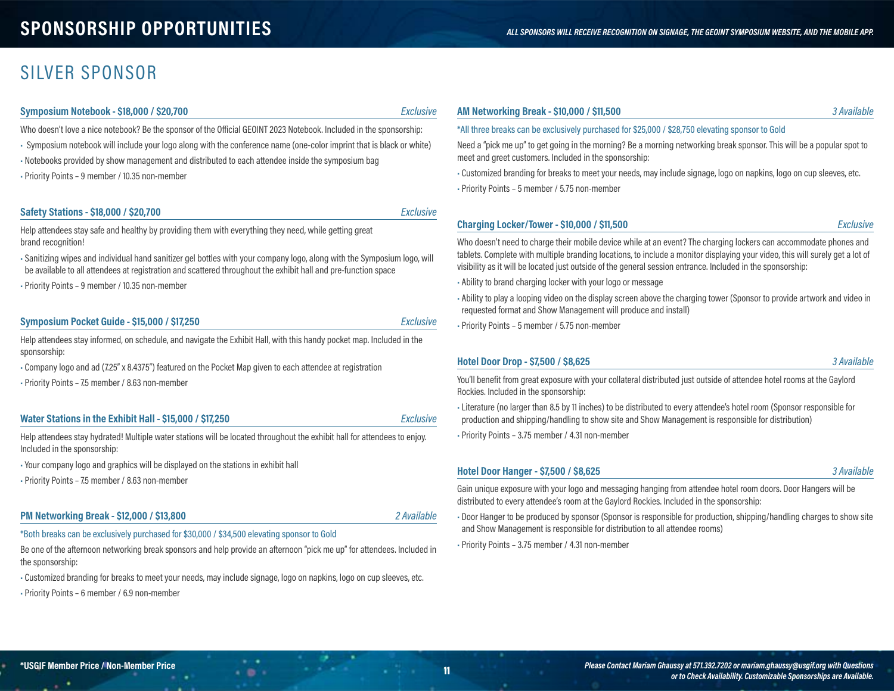# SPONSORSHIP OPPORTUNITIES

*ALL SPONSORS WILL RECEIVE RECOGNITION ON SIGNAGE, THE GEOINT SYMPOSIUM WEBSITE, AND THE MOBILE APP.*

## SILVER SPONSOR

### Symposium Notebook - $18,000 / $20,700 — *Exclusive*

Who doesn't love a nice notebook? Be the sponsor of the Official GEOINT 2023 Notebook. Included in the sponsorship:

- Symposium notebook will include your logo along with the conference name (one-color imprint that is black or white)
- Notebooks provided by show management and distributed to each attendee inside the symposium bag
- Priority Points – 9 member / 10.35 non-member

### Safety Stations - $18,000 / $20,700 — *Exclusive*

Help attendees stay safe and healthy by providing them with everything they need, while getting great brand recognition!

- Sanitizing wipes and individual hand sanitizer gel bottles with your company logo, along with the Symposium logo, will be available to all attendees at registration and scattered throughout the exhibit hall and pre-function space
- Priority Points – 9 member / 10.35 non-member

### Symposium Pocket Guide - $15,000 / $17,250 — *Exclusive*

Help attendees stay informed, on schedule, and navigate the Exhibit Hall, with this handy pocket map. Included in the sponsorship:

- Company logo and ad (7.25" x 8.4375") featured on the Pocket Map given to each attendee at registration
- Priority Points – 7.5 member / 8.63 non-member

### Water Stations in the Exhibit Hall - $15,000 / $17,250 — *Exclusive*

Help attendees stay hydrated! Multiple water stations will be located throughout the exhibit hall for attendees to enjoy. Included in the sponsorship:

- Your company logo and graphics will be displayed on the stations in exhibit hall
- Priority Points – 7.5 member / 8.63 non-member

### PM Networking Break - $12,000 / $13,800 — *2 Available*

*Both breaks can be exclusively purchased for $30,000 / $34,500 elevating sponsor to Gold

Be one of the afternoon networking break sponsors and help provide an afternoon "pick me up" for attendees. Included in the sponsorship:

- Customized branding for breaks to meet your needs, may include signage, logo on napkins, logo on cup sleeves, etc.
- Priority Points – 6 member / 6.9 non-member

### AM Networking Break - $10,000 / $11,500 — *3 Available*

*All three breaks can be exclusively purchased for $25,000 / $28,750 elevating sponsor to Gold

Need a "pick me up" to get going in the morning? Be a morning networking break sponsor. This will be a popular spot to meet and greet customers. Included in the sponsorship:

- Customized branding for breaks to meet your needs, may include signage, logo on napkins, logo on cup sleeves, etc.
- Priority Points – 5 member / 5.75 non-member

### Charging Locker/Tower - $10,000 / $11,500 — *Exclusive*

Who doesn't need to charge their mobile device while at an event? The charging lockers can accommodate phones and tablets. Complete with multiple branding locations, to include a monitor displaying your video, this will surely get a lot of visibility as it will be located just outside of the general session entrance. Included in the sponsorship:

- Ability to brand charging locker with your logo or message
- Ability to play a looping video on the display screen above the charging tower (Sponsor to provide artwork and video in requested format and Show Management will produce and install)
- Priority Points – 5 member / 5.75 non-member

### Hotel Door Drop - $7,500 / $8,625 — *3 Available*

You'll benefit from great exposure with your collateral distributed just outside of attendee hotel rooms at the Gaylord Rockies. Included in the sponsorship:

- Literature (no larger than 8.5 by 11 inches) to be distributed to every attendee's hotel room (Sponsor responsible for production and shipping/handling to show site and Show Management is responsible for distribution)
- Priority Points – 3.75 member / 4.31 non-member

### Hotel Door Hanger - $7,500 / $8,625 — *3 Available*

Gain unique exposure with your logo and messaging hanging from attendee hotel room doors. Door Hangers will be distributed to every attendee's room at the Gaylord Rockies. Included in the sponsorship:

- Door Hanger to be produced by sponsor (Sponsor is responsible for production, shipping/handling charges to show site and Show Management is responsible for distribution to all attendee rooms)
- Priority Points – 3.75 member / 4.31 non-member

**\*USGIF Member Price / Non-Member Price**

*Please Contact Mariam Ghaussy at 571.392.7202 or mariam.ghaussy@usgif.org with Questions or to Check Availability. Customizable Sponsorships are Available.*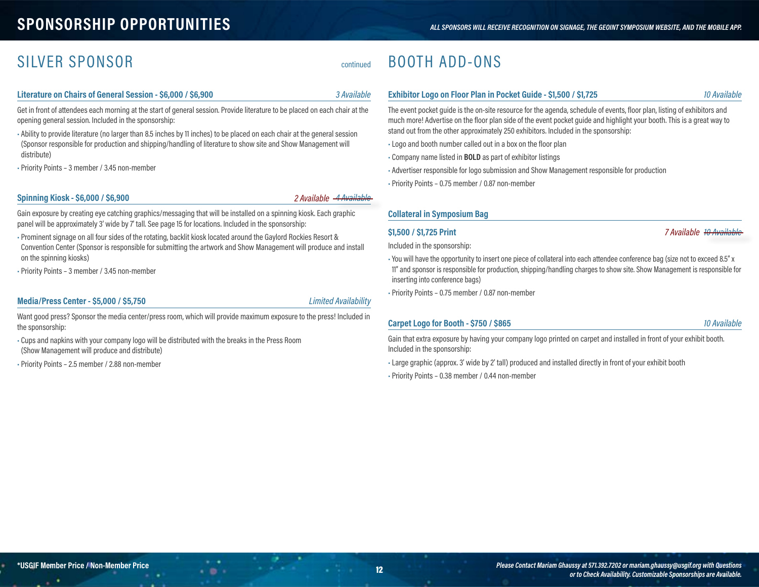# SPONSORSHIP OPPORTUNITIES

*ALL SPONSORS WILL RECEIVE RECOGNITION ON SIGNAGE, THE GEOINT SYMPOSIUM WEBSITE, AND THE MOBILE APP.*

## SILVER SPONSOR continued

### Literature on Chairs of General Session - $6,000 / $6,900

*3 Available*

Get in front of attendees each morning at the start of general session. Provide literature to be placed on each chair at the opening general session. Included in the sponsorship:

- Ability to provide literature (no larger than 8.5 inches by 11 inches) to be placed on each chair at the general session (Sponsor responsible for production and shipping/handling of literature to show site and Show Management will distribute)
- Priority Points – 3 member / 3.45 non-member

### Spinning Kiosk - $6,000 / $6,900

*2 Available* ~~*4 Available*~~

Gain exposure by creating eye catching graphics/messaging that will be installed on a spinning kiosk. Each graphic panel will be approximately 3' wide by 7' tall. See page 15 for locations. Included in the sponsorship:

- Prominent signage on all four sides of the rotating, backlit kiosk located around the Gaylord Rockies Resort & Convention Center (Sponsor is responsible for submitting the artwork and Show Management will produce and install on the spinning kiosks)
- Priority Points – 3 member / 3.45 non-member

### Media/Press Center - $5,000 / $5,750

*Limited Availability*

Want good press? Sponsor the media center/press room, which will provide maximum exposure to the press! Included in the sponsorship:

- Cups and napkins with your company logo will be distributed with the breaks in the Press Room (Show Management will produce and distribute)
- Priority Points – 2.5 member / 2.88 non-member

## BOOTH ADD-ONS

### Exhibitor Logo on Floor Plan in Pocket Guide - $1,500 / $1,725

*10 Available*

The event pocket guide is the on-site resource for the agenda, schedule of events, floor plan, listing of exhibitors and much more! Advertise on the floor plan side of the event pocket guide and highlight your booth. This is a great way to stand out from the other approximately 250 exhibitors. Included in the sponsorship:

- Logo and booth number called out in a box on the floor plan
- Company name listed in **BOLD** as part of exhibitor listings
- Advertiser responsible for logo submission and Show Management responsible for production
- Priority Points – 0.75 member / 0.87 non-member

### Collateral in Symposium Bag

#### $1,500 / $1,725 Print

*7 Available* ~~*10 Available*~~

Included in the sponsorship:

- You will have the opportunity to insert one piece of collateral into each attendee conference bag (size not to exceed 8.5" x 11" and sponsor is responsible for production, shipping/handling charges to show site. Show Management is responsible for inserting into conference bags)
- Priority Points – 0.75 member / 0.87 non-member

### Carpet Logo for Booth - $750 / $865

*10 Available*

Gain that extra exposure by having your company logo printed on carpet and installed in front of your exhibit booth. Included in the sponsorship:

- Large graphic (approx. 3' wide by 2' tall) produced and installed directly in front of your exhibit booth
- Priority Points – 0.38 member / 0.44 non-member

**\*USGIF Member Price / Non-Member Price**

*Please Contact Mariam Ghaussy at 571.392.7202 or mariam.ghaussy@usgif.org with Questions or to Check Availability. Customizable Sponsorships are Available.*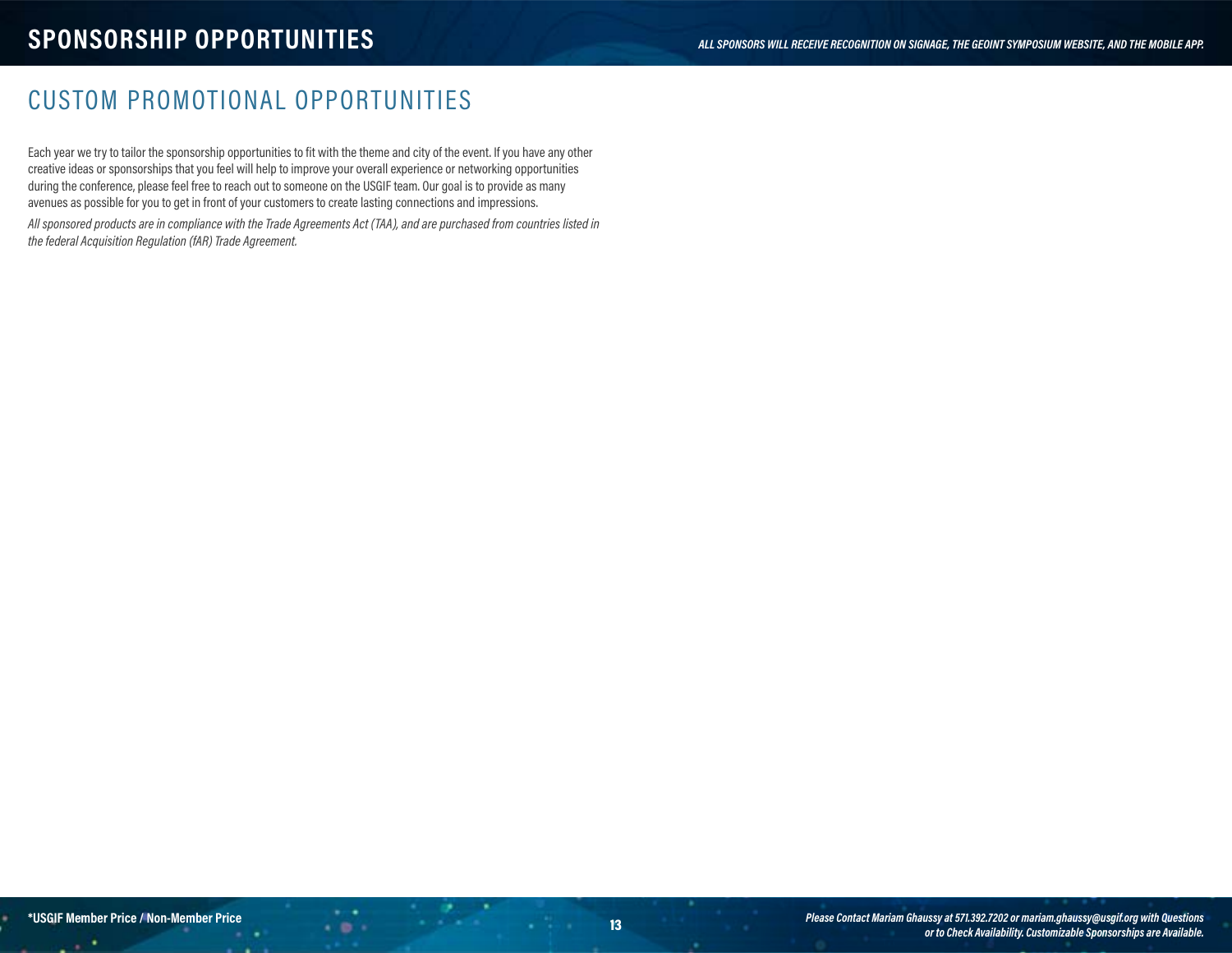# SPONSORSHIP OPPORTUNITIES

*ALL SPONSORS WILL RECEIVE RECOGNITION ON SIGNAGE, THE GEOINT SYMPOSIUM WEBSITE, AND THE MOBILE APP.*

## CUSTOM PROMOTIONAL OPPORTUNITIES

Each year we try to tailor the sponsorship opportunities to fit with the theme and city of the event. If you have any other creative ideas or sponsorships that you feel will help to improve your overall experience or networking opportunities during the conference, please feel free to reach out to someone on the USGIF team. Our goal is to provide as many avenues as possible for you to get in front of your customers to create lasting connections and impressions.

*All sponsored products are in compliance with the Trade Agreements Act (TAA), and are purchased from countries listed in the federal Acquisition Regulation (fAR) Trade Agreement.*

**\*USGIF Member Price / Non-Member Price**

*Please Contact Mariam Ghaussy at 571.392.7202 or mariam.ghaussy@usgif.org with Questions or to Check Availability. Customizable Sponsorships are Available.*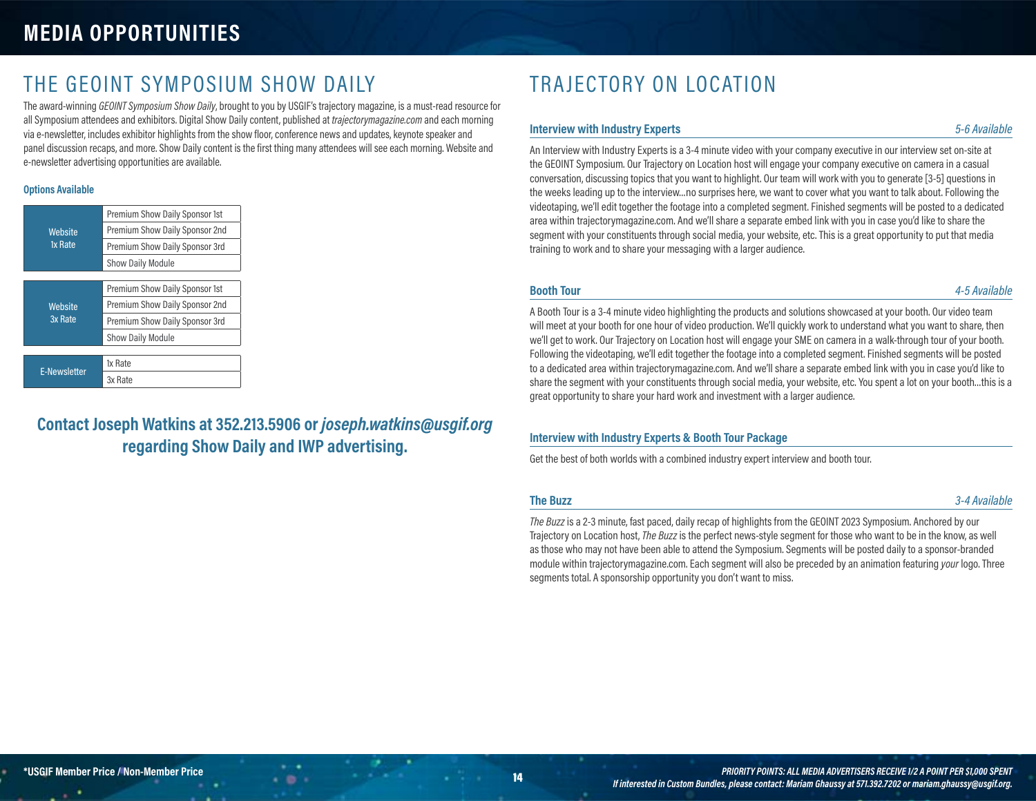# MEDIA OPPORTUNITIES

## THE GEOINT SYMPOSIUM SHOW DAILY

The award-winning *GEOINT Symposium Show Daily*, brought to you by USGIF's trajectory magazine, is a must-read resource for all Symposium attendees and exhibitors. Digital Show Daily content, published at *trajectorymagazine.com* and each morning via e-newsletter, includes exhibitor highlights from the show floor, conference news and updates, keynote speaker and panel discussion recaps, and more. Show Daily content is the first thing many attendees will see each morning. Website and e-newsletter advertising opportunities are available.

**Options Available**

| | |
|---|---|
| Website 1x Rate | Premium Show Daily Sponsor 1st |
| | Premium Show Daily Sponsor 2nd |
| | Premium Show Daily Sponsor 3rd |
| | Show Daily Module |
| Website 3x Rate | Premium Show Daily Sponsor 1st |
| | Premium Show Daily Sponsor 2nd |
| | Premium Show Daily Sponsor 3rd |
| | Show Daily Module |
| E-Newsletter | 1x Rate |
| | 3x Rate |

**Contact Joseph Watkins at 352.213.5906 or *joseph.watkins@usgif.org* regarding Show Daily and IWP advertising.**

## TRAJECTORY ON LOCATION

### Interview with Industry Experts — *5-6 Available*

An Interview with Industry Experts is a 3-4 minute video with your company executive in our interview set on-site at the GEOINT Symposium. Our Trajectory on Location host will engage your company executive on camera in a casual conversation, discussing topics that you want to highlight. Our team will work with you to generate [3-5] questions in the weeks leading up to the interview...no surprises here, we want to cover what you want to talk about. Following the videotaping, we'll edit together the footage into a completed segment. Finished segments will be posted to a dedicated area within trajectorymagazine.com. And we'll share a separate embed link with you in case you'd like to share the segment with your constituents through social media, your website, etc. This is a great opportunity to put that media training to work and to share your messaging with a larger audience.

### Booth Tour — *4-5 Available*

A Booth Tour is a 3-4 minute video highlighting the products and solutions showcased at your booth. Our video team will meet at your booth for one hour of video production. We'll quickly work to understand what you want to share, then we'll get to work. Our Trajectory on Location host will engage your SME on camera in a walk-through tour of your booth. Following the videotaping, we'll edit together the footage into a completed segment. Finished segments will be posted to a dedicated area within trajectorymagazine.com. And we'll share a separate embed link with you in case you'd like to share the segment with your constituents through social media, your website, etc. You spent a lot on your booth...this is a great opportunity to share your hard work and investment with a larger audience.

### Interview with Industry Experts & Booth Tour Package

Get the best of both worlds with a combined industry expert interview and booth tour.

### The Buzz — *3-4 Available*

*The Buzz* is a 2-3 minute, fast paced, daily recap of highlights from the GEOINT 2023 Symposium. Anchored by our Trajectory on Location host, *The Buzz* is the perfect news-style segment for those who want to be in the know, as well as those who may not have been able to attend the Symposium. Segments will be posted daily to a sponsor-branded module within trajectorymagazine.com. Each segment will also be preceded by an animation featuring *your* logo. Three segments total. A sponsorship opportunity you don't want to miss.

**\*USGIF Member Price / Non-Member Price**

***PRIORITY POINTS: ALL MEDIA ADVERTISERS RECEIVE 1/2 A POINT PER $1,000 SPENT***
***If interested in Custom Bundles, please contact: Mariam Ghaussy at 571.392.7202 or mariam.ghaussy@usgif.org.***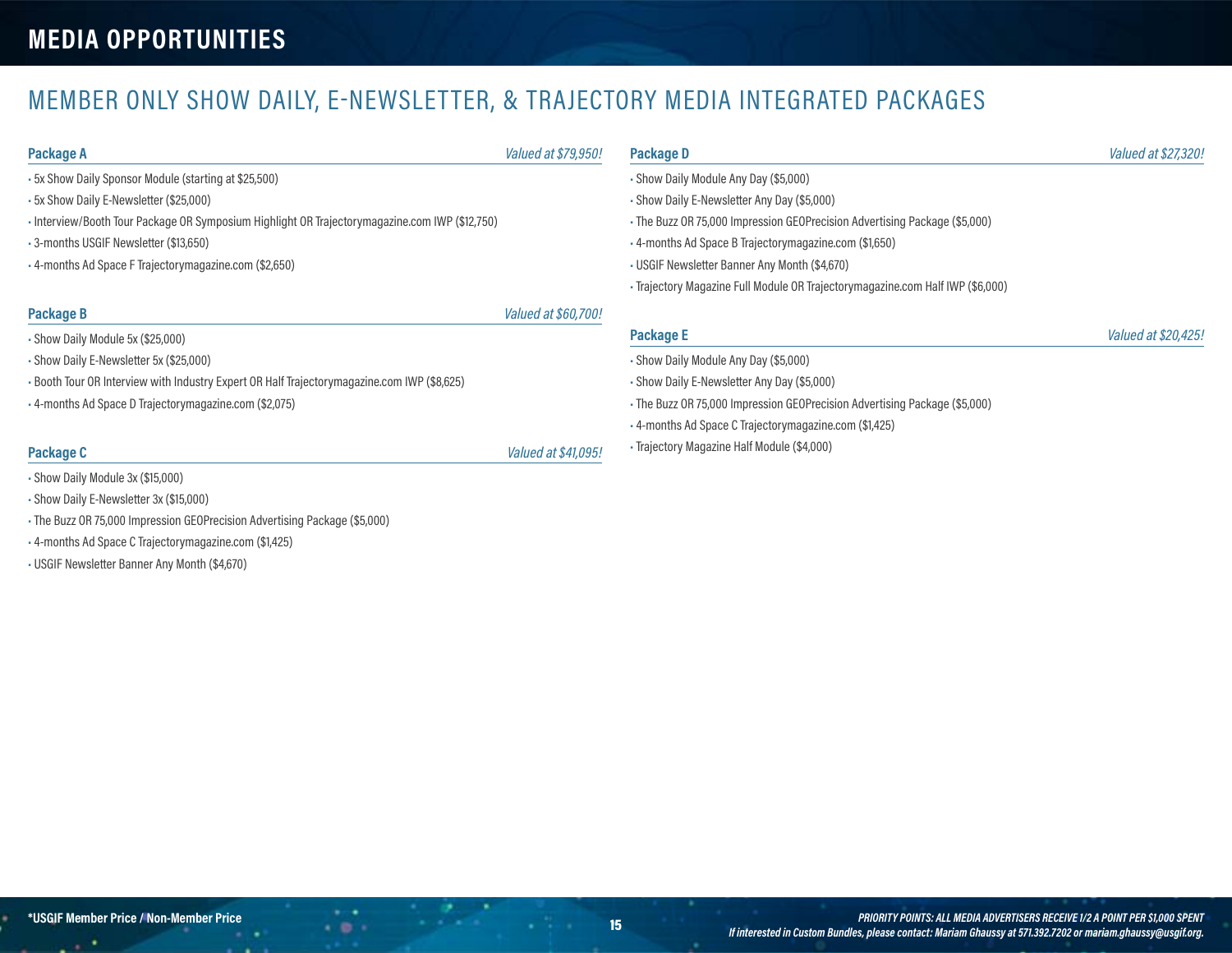# MEDIA OPPORTUNITIES

## MEMBER ONLY SHOW DAILY, E-NEWSLETTER, & TRAJECTORY MEDIA INTEGRATED PACKAGES

### Package A

*Valued at $79,950!*

- 5x Show Daily Sponsor Module (starting at $25,500)
- 5x Show Daily E-Newsletter ($25,000)
- Interview/Booth Tour Package OR Symposium Highlight OR Trajectorymagazine.com IWP ($12,750)
- 3-months USGIF Newsletter ($13,650)
- 4-months Ad Space F Trajectorymagazine.com ($2,650)

### Package B

*Valued at $60,700!*

- Show Daily Module 5x ($25,000)
- Show Daily E-Newsletter 5x ($25,000)
- Booth Tour OR Interview with Industry Expert OR Half Trajectorymagazine.com IWP ($8,625)
- 4-months Ad Space D Trajectorymagazine.com ($2,075)

### Package C

*Valued at $41,095!*

- Show Daily Module 3x ($15,000)
- Show Daily E-Newsletter 3x ($15,000)
- The Buzz OR 75,000 Impression GEOPrecision Advertising Package ($5,000)
- 4-months Ad Space C Trajectorymagazine.com ($1,425)
- USGIF Newsletter Banner Any Month ($4,670)

### Package D

*Valued at $27,320!*

- Show Daily Module Any Day ($5,000)
- Show Daily E-Newsletter Any Day ($5,000)
- The Buzz OR 75,000 Impression GEOPrecision Advertising Package ($5,000)
- 4-months Ad Space B Trajectorymagazine.com ($1,650)
- USGIF Newsletter Banner Any Month ($4,670)
- Trajectory Magazine Full Module OR Trajectorymagazine.com Half IWP ($6,000)

### Package E

*Valued at $20,425!*

- Show Daily Module Any Day ($5,000)
- Show Daily E-Newsletter Any Day ($5,000)
- The Buzz OR 75,000 Impression GEOPrecision Advertising Package ($5,000)
- 4-months Ad Space C Trajectorymagazine.com ($1,425)
- Trajectory Magazine Half Module ($4,000)

**\*USGIF Member Price / Non-Member Price**

***PRIORITY POINTS: ALL MEDIA ADVERTISERS RECEIVE 1/2 A POINT PER $1,000 SPENT***

***If interested in Custom Bundles, please contact: Mariam Ghaussy at 571.392.7202 or mariam.ghaussy@usgif.org.***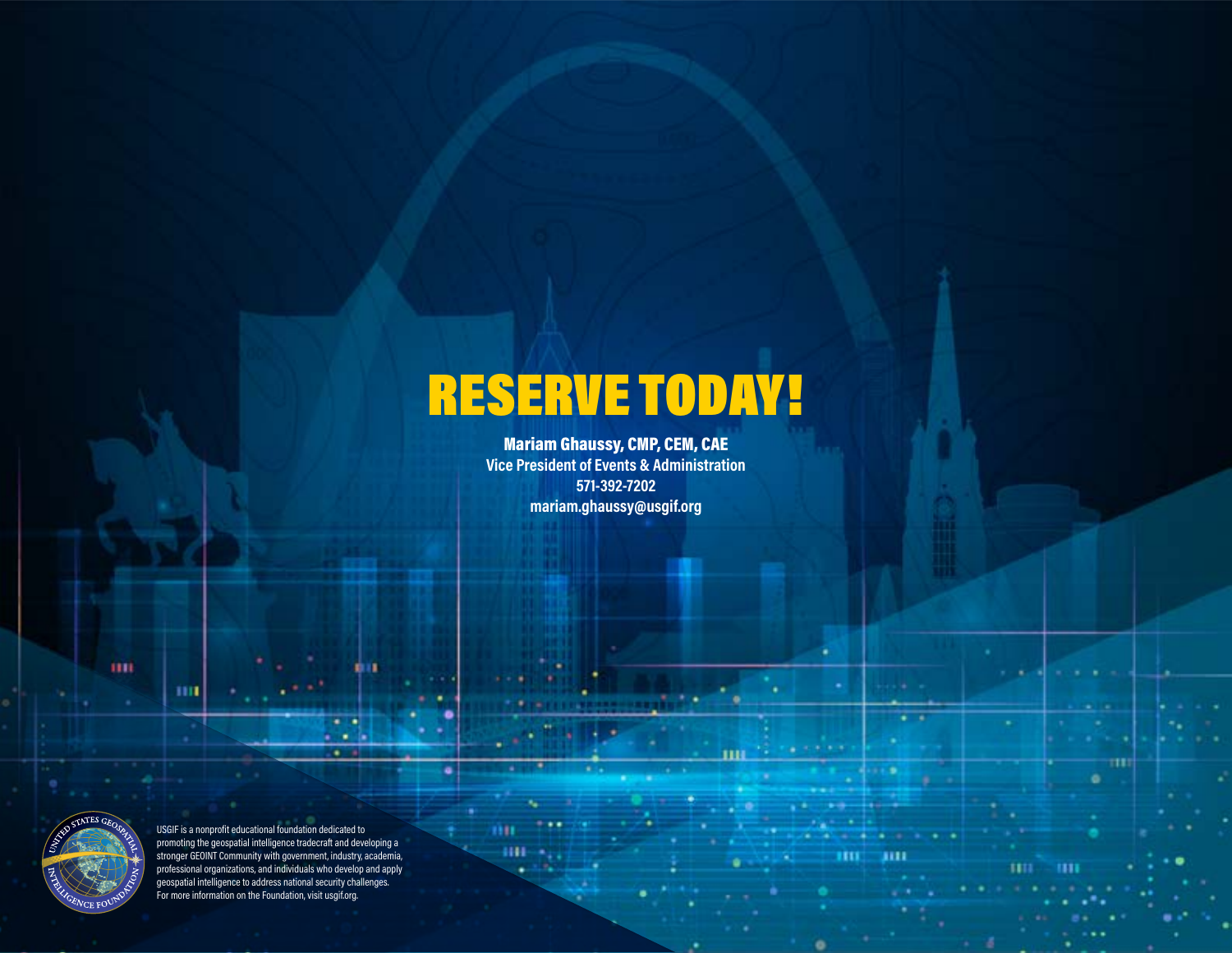# RESERVE TODAY!

**Mariam Ghaussy, CMP, CEM, CAE**
**Vice President of Events & Administration**
**571-392-7202**
**mariam.ghaussy@usgif.org**

USGIF is a nonprofit educational foundation dedicated to promoting the geospatial intelligence tradecraft and developing a stronger GEOINT Community with government, industry, academia, professional organizations, and individuals who develop and apply geospatial intelligence to address national security challenges. For more information on the Foundation, visit usgif.org.